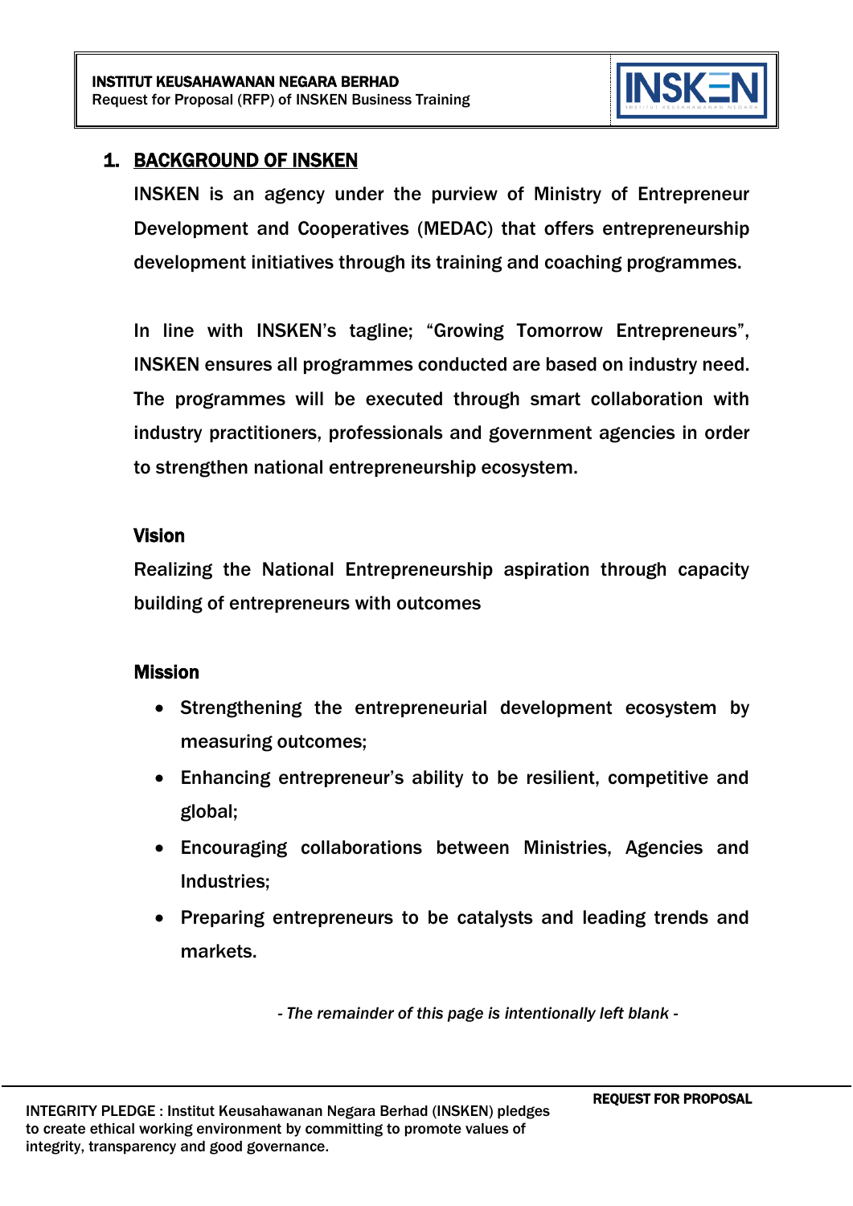## 1. BACKGROUND OF INSKEN

INSKEN is an agency under the purview of Ministry of Entrepreneur Development and Cooperatives (MEDAC) that offers entrepreneurship development initiatives through its training and coaching programmes.

In line with INSKEN's tagline; "Growing Tomorrow Entrepreneurs", INSKEN ensures all programmes conducted are based on industry need. The programmes will be executed through smart collaboration with industry practitioners, professionals and government agencies in order to strengthen national entrepreneurship ecosystem.

### Vision

Realizing the National Entrepreneurship aspiration through capacity building of entrepreneurs with outcomes

### Mission

- Strengthening the entrepreneurial development ecosystem by measuring outcomes;
- Enhancing entrepreneur's ability to be resilient, competitive and global;
- Encouraging collaborations between Ministries, Agencies and Industries;
- Preparing entrepreneurs to be catalysts and leading trends and markets.

*- The remainder of this page is intentionally left blank -*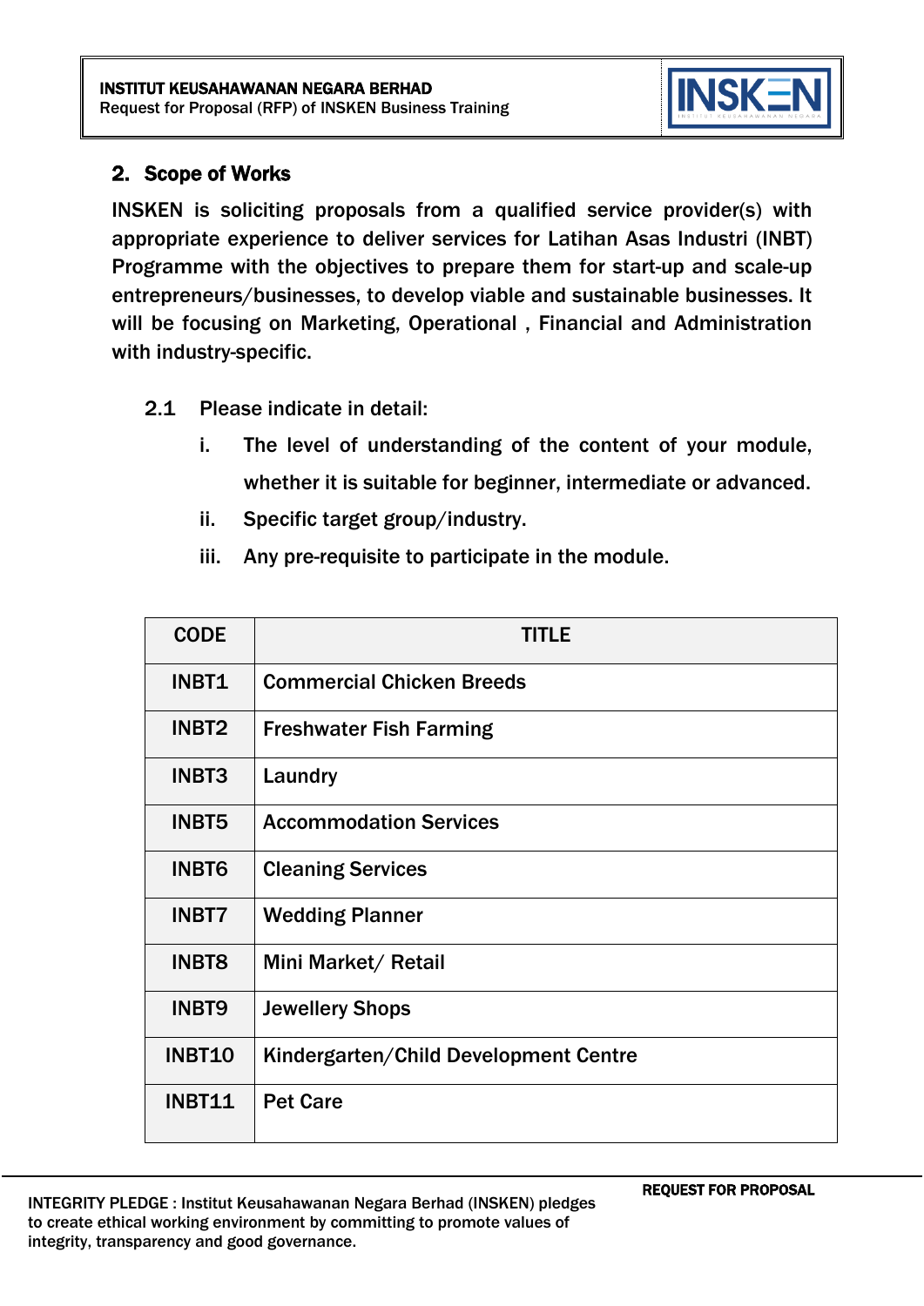## 2. Scope of Works

INSKEN is soliciting proposals from a qualified service provider(s) with appropriate experience to deliver services for Latihan Asas Industri (INBT) Programme with the objectives to prepare them for start-up and scale-up entrepreneurs/businesses, to develop viable and sustainable businesses. It will be focusing on Marketing, Operational , Financial and Administration with industry-specific.

2.1 Please indicate in detail:

i. The level of understanding of the content of your module, whether it is suitable for beginner, intermediate or advanced.

ii. Specific target group/industry.

iii. Any pre-requisite to participate in the module.

| CODE | TITLE |
|---|---|
| INBT1 | Commercial Chicken Breeds |
| INBT2 | Freshwater Fish Farming |
| INBT3 | Laundry |
| INBT5 | Accommodation Services |
| INBT6 | Cleaning Services |
| INBT7 | Wedding Planner |
| INBT8 | Mini Market/ Retail |
| INBT9 | Jewellery Shops |
| INBT10 | Kindergarten/Child Development Centre |
| INBT11 | Pet Care |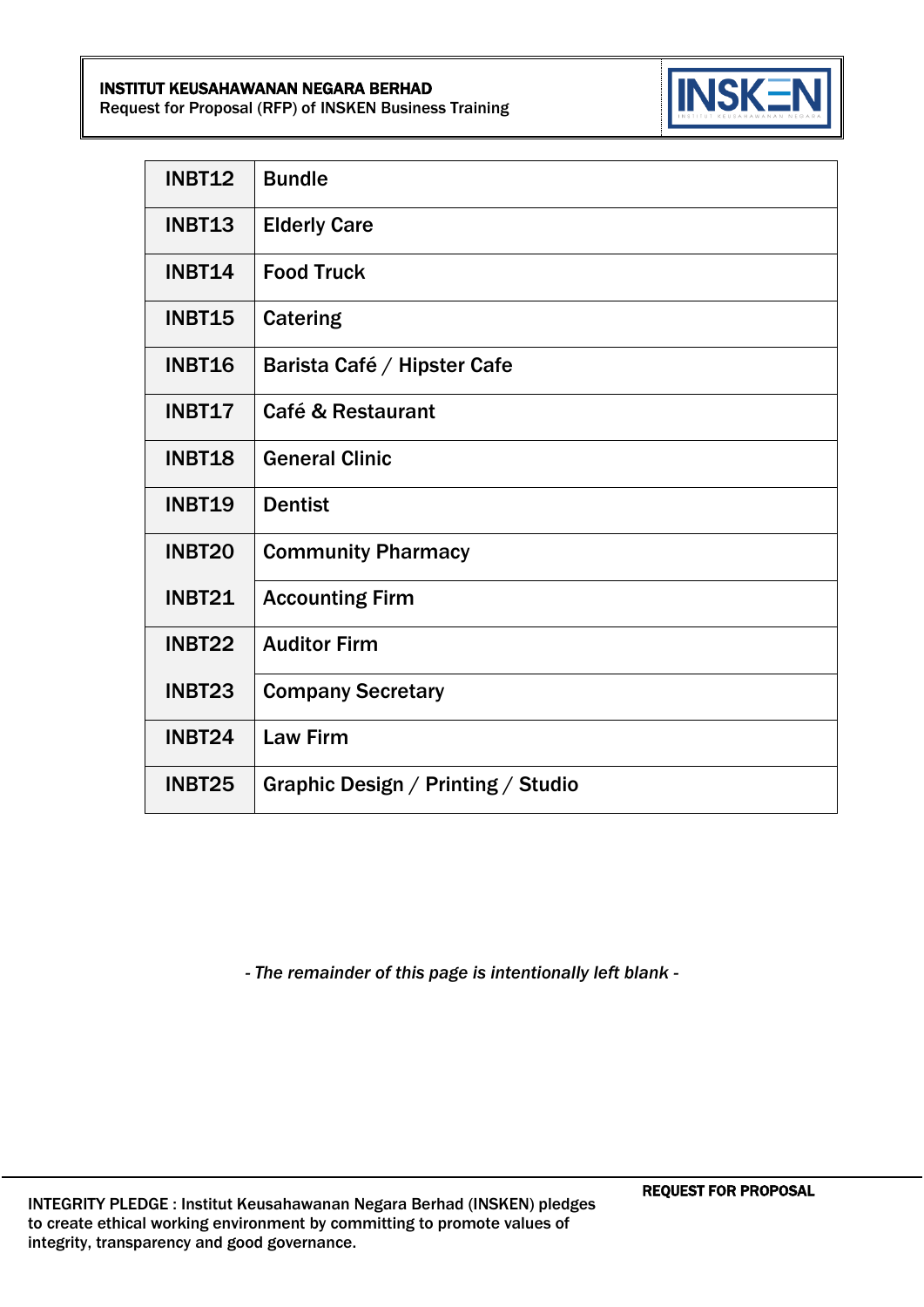| INBT12 | Bundle |
|---|---|
| INBT13 | Elderly Care |
| INBT14 | Food Truck |
| INBT15 | Catering |
| INBT16 | Barista Café / Hipster Cafe |
| INBT17 | Café & Restaurant |
| INBT18 | General Clinic |
| INBT19 | Dentist |
| INBT20 | Community Pharmacy |
| INBT21 | Accounting Firm |
| INBT22 | Auditor Firm |
| INBT23 | Company Secretary |
| INBT24 | Law Firm |
| INBT25 | Graphic Design / Printing / Studio |

*- The remainder of this page is intentionally left blank -*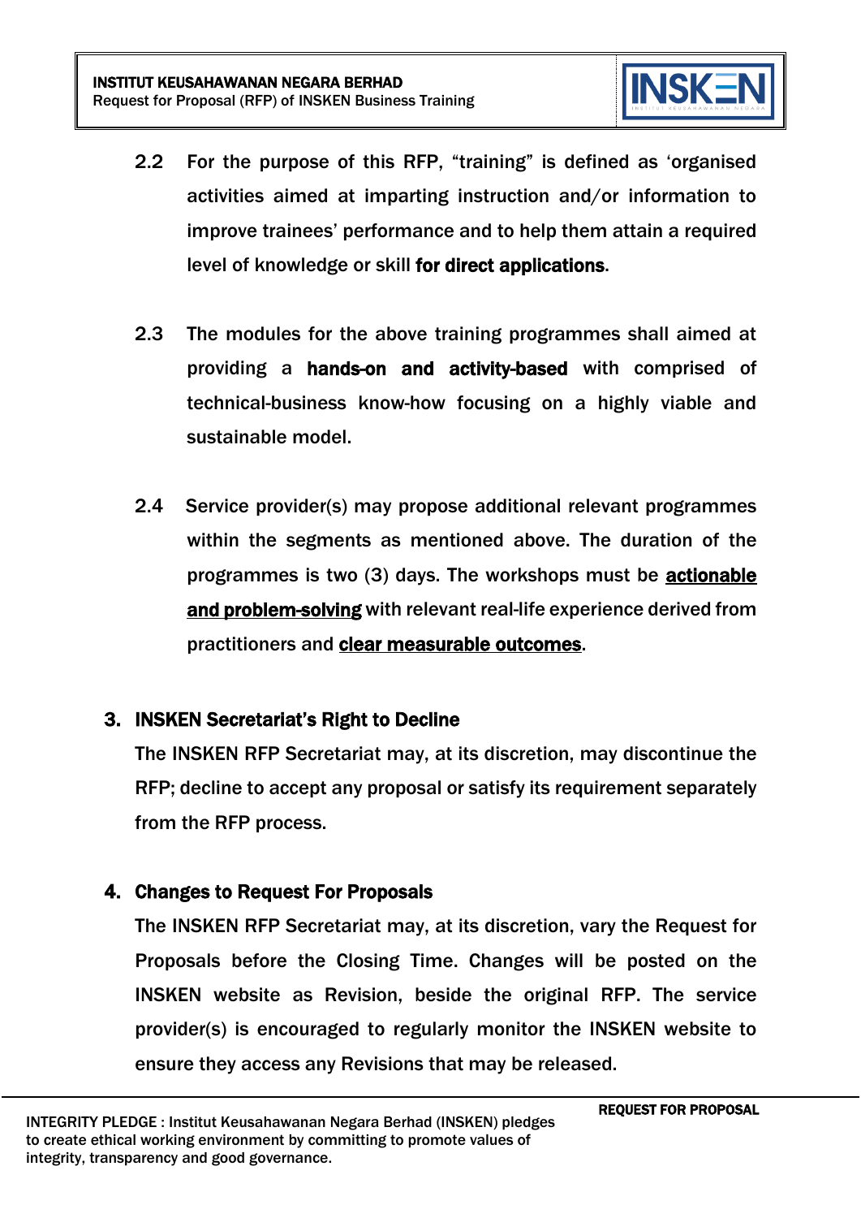2.2 For the purpose of this RFP, "training" is defined as 'organised activities aimed at imparting instruction and/or information to improve trainees' performance and to help them attain a required level of knowledge or skill **for direct applications**.

2.3 The modules for the above training programmes shall aimed at providing a **hands-on and activity-based** with comprised of technical-business know-how focusing on a highly viable and sustainable model.

2.4 Service provider(s) may propose additional relevant programmes within the segments as mentioned above. The duration of the programmes is two (3) days. The workshops must be <u>**actionable and problem-solving**</u> with relevant real-life experience derived from practitioners and <u>**clear measurable outcomes**</u>.

## 3. INSKEN Secretariat's Right to Decline

The INSKEN RFP Secretariat may, at its discretion, may discontinue the RFP; decline to accept any proposal or satisfy its requirement separately from the RFP process.

## 4. Changes to Request For Proposals

The INSKEN RFP Secretariat may, at its discretion, vary the Request for Proposals before the Closing Time. Changes will be posted on the INSKEN website as Revision, beside the original RFP. The service provider(s) is encouraged to regularly monitor the INSKEN website to ensure they access any Revisions that may be released.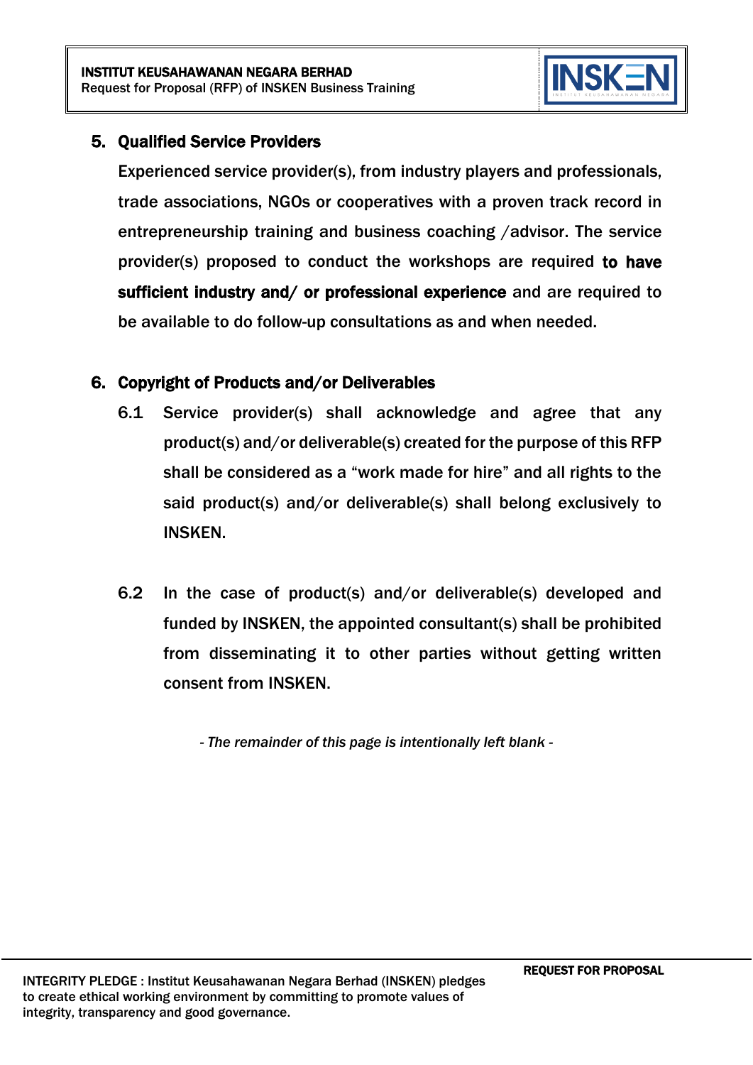## 5. Qualified Service Providers

Experienced service provider(s), from industry players and professionals, trade associations, NGOs or cooperatives with a proven track record in entrepreneurship training and business coaching /advisor. The service provider(s) proposed to conduct the workshops are required **to have sufficient industry and/ or professional experience** and are required to be available to do follow-up consultations as and when needed.

## 6. Copyright of Products and/or Deliverables

6.1 Service provider(s) shall acknowledge and agree that any product(s) and/or deliverable(s) created for the purpose of this RFP shall be considered as a "work made for hire" and all rights to the said product(s) and/or deliverable(s) shall belong exclusively to INSKEN.

6.2 In the case of product(s) and/or deliverable(s) developed and funded by INSKEN, the appointed consultant(s) shall be prohibited from disseminating it to other parties without getting written consent from INSKEN.

*- The remainder of this page is intentionally left blank -*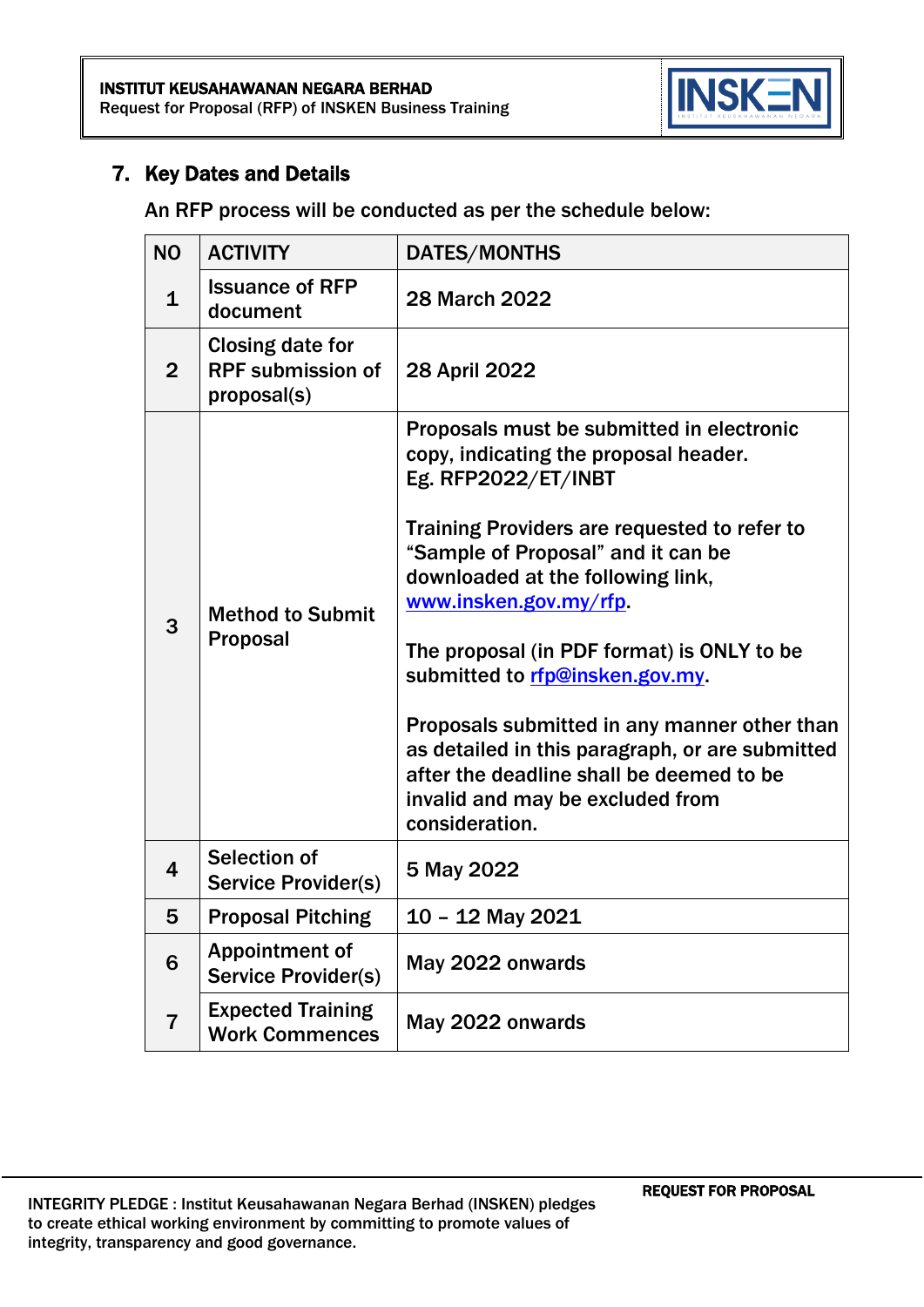## 7. Key Dates and Details

An RFP process will be conducted as per the schedule below:

| NO | ACTIVITY | DATES/MONTHS |
|---|---|---|
| 1 | Issuance of RFP document | 28 March 2022 |
| 2 | Closing date for RPF submission of proposal(s) | 28 April 2022 |
| 3 | Method to Submit Proposal | Proposals must be submitted in electronic copy, indicating the proposal header. Eg. RFP2022/ET/INBT<br><br>Training Providers are requested to refer to "Sample of Proposal" and it can be downloaded at the following link, www.insken.gov.my/rfp.<br><br>The proposal (in PDF format) is ONLY to be submitted to rfp@insken.gov.my.<br><br>Proposals submitted in any manner other than as detailed in this paragraph, or are submitted after the deadline shall be deemed to be invalid and may be excluded from consideration. |
| 4 | Selection of Service Provider(s) | 5 May 2022 |
| 5 | Proposal Pitching | 10 – 12 May 2021 |
| 6 | Appointment of Service Provider(s) | May 2022 onwards |
| 7 | Expected Training Work Commences | May 2022 onwards |

INTEGRITY PLEDGE : Institut Keusahawanan Negara Berhad (INSKEN) pledges to create ethical working environment by committing to promote values of integrity, transparency and good governance.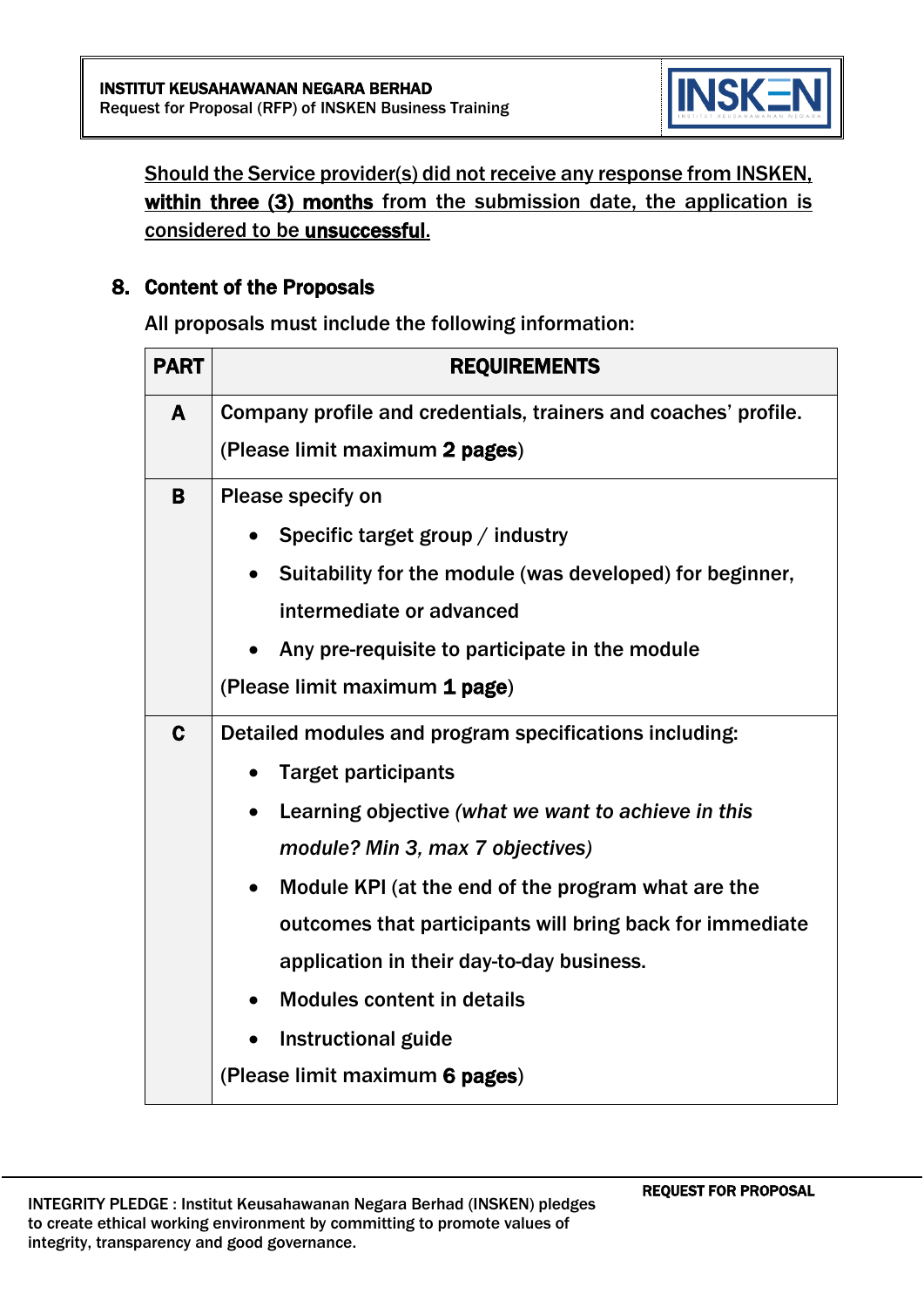Should the Service provider(s) did not receive any response from INSKEN, **within three (3) months** from the submission date, the application is considered to be **unsuccessful**.

## 8. Content of the Proposals

All proposals must include the following information:

| PART | REQUIREMENTS |
|---|---|
| **A** | Company profile and credentials, trainers and coaches' profile.<br>(Please limit maximum **2 pages**) |
| **B** | Please specify on<br>• Specific target group / industry<br>• Suitability for the module (was developed) for beginner, intermediate or advanced<br>• Any pre-requisite to participate in the module<br>(Please limit maximum **1 page**) |
| **C** | Detailed modules and program specifications including:<br>• Target participants<br>• Learning objective *(what we want to achieve in this module? Min 3, max 7 objectives)*<br>• Module KPI (at the end of the program what are the outcomes that participants will bring back for immediate application in their day-to-day business.<br>• Modules content in details<br>• Instructional guide<br>(Please limit maximum **6 pages**) |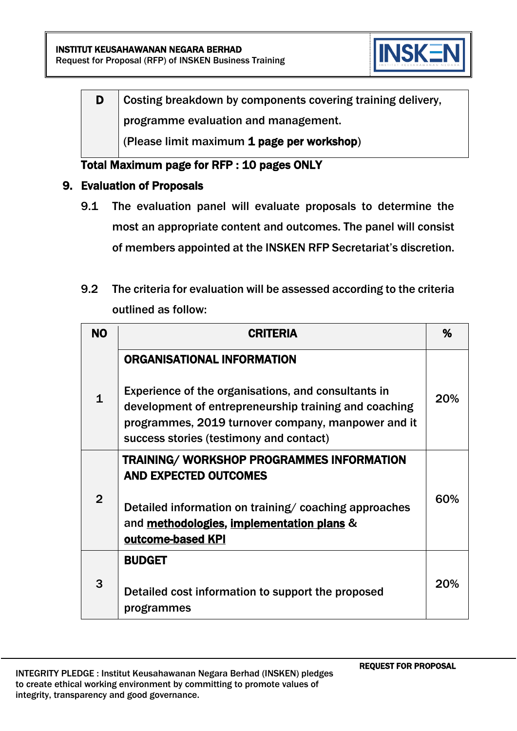| D | Costing breakdown by components covering training delivery, programme evaluation and management. (Please limit maximum **1 page per workshop**) |
|---|---|

**Total Maximum page for RFP : 10 pages ONLY**

## 9. Evaluation of Proposals

9.1 The evaluation panel will evaluate proposals to determine the most an appropriate content and outcomes. The panel will consist of members appointed at the INSKEN RFP Secretariat's discretion.

9.2 The criteria for evaluation will be assessed according to the criteria outlined as follow:

| NO | CRITERIA | % |
|---|---|---|
| 1 | **ORGANISATIONAL INFORMATION**<br><br>Experience of the organisations, and consultants in development of entrepreneurship training and coaching programmes, 2019 turnover company, manpower and it success stories (testimony and contact) | 20% |
| 2 | **TRAINING/ WORKSHOP PROGRAMMES INFORMATION AND EXPECTED OUTCOMES**<br><br>Detailed information on training/ coaching approaches and **methodologies**, **implementation plans** & **outcome-based KPI** | 60% |
| 3 | **BUDGET**<br><br>Detailed cost information to support the proposed programmes | 20% |

INTEGRITY PLEDGE : Institut Keusahawanan Negara Berhad (INSKEN) pledges to create ethical working environment by committing to promote values of integrity, transparency and good governance.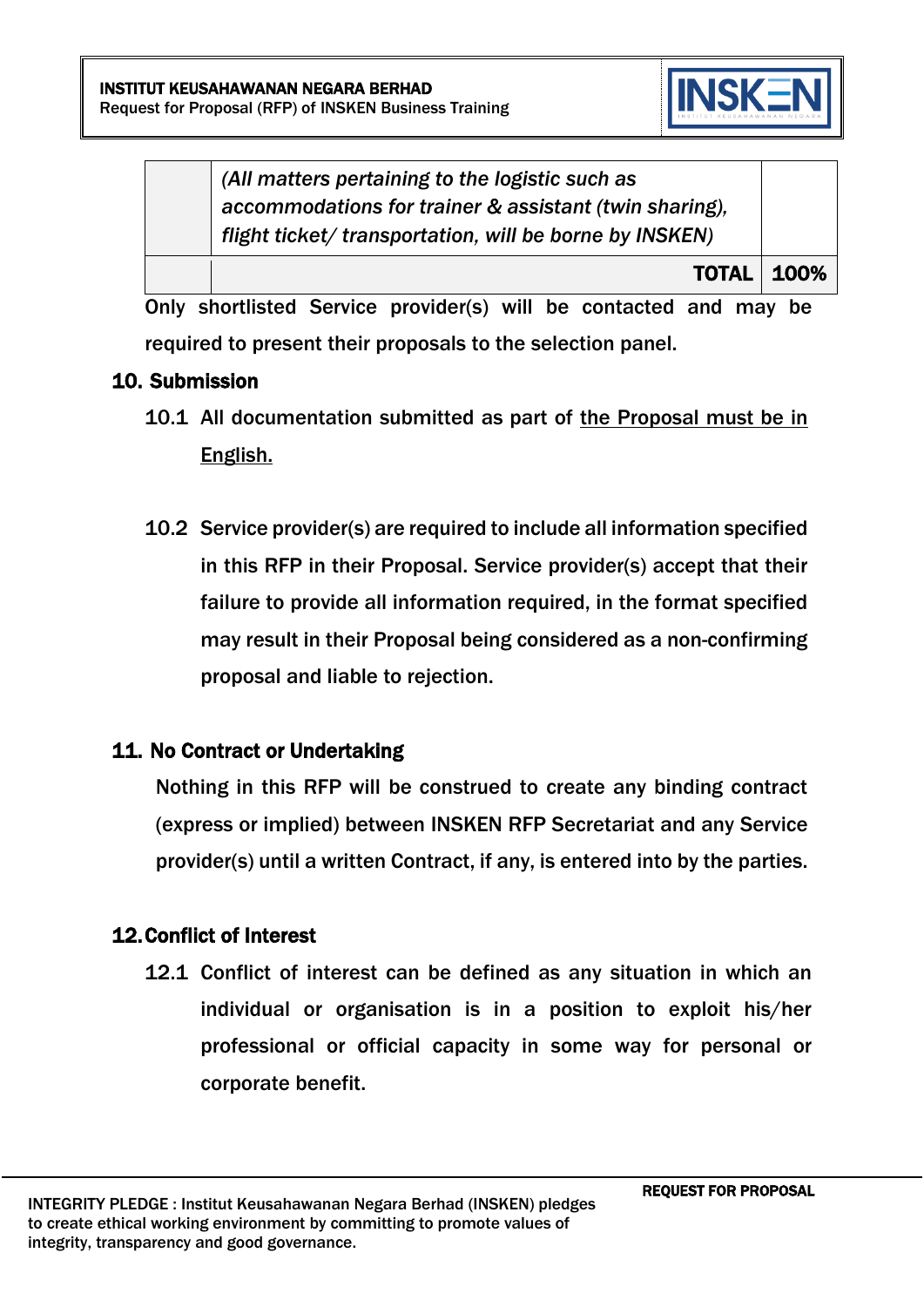| | | |
|---|---|---|
| | *(All matters pertaining to the logistic such as accommodations for trainer & assistant (twin sharing), flight ticket/ transportation, will be borne by INSKEN)* | |
| | **TOTAL** | **100%** |

Only shortlisted Service provider(s) will be contacted and may be required to present their proposals to the selection panel.

## 10. Submission

10.1 All documentation submitted as part of the Proposal must be in English.

10.2 Service provider(s) are required to include all information specified in this RFP in their Proposal. Service provider(s) accept that their failure to provide all information required, in the format specified may result in their Proposal being considered as a non-confirming proposal and liable to rejection.

## 11. No Contract or Undertaking

Nothing in this RFP will be construed to create any binding contract (express or implied) between INSKEN RFP Secretariat and any Service provider(s) until a written Contract, if any, is entered into by the parties.

## 12. Conflict of Interest

12.1 Conflict of interest can be defined as any situation in which an individual or organisation is in a position to exploit his/her professional or official capacity in some way for personal or corporate benefit.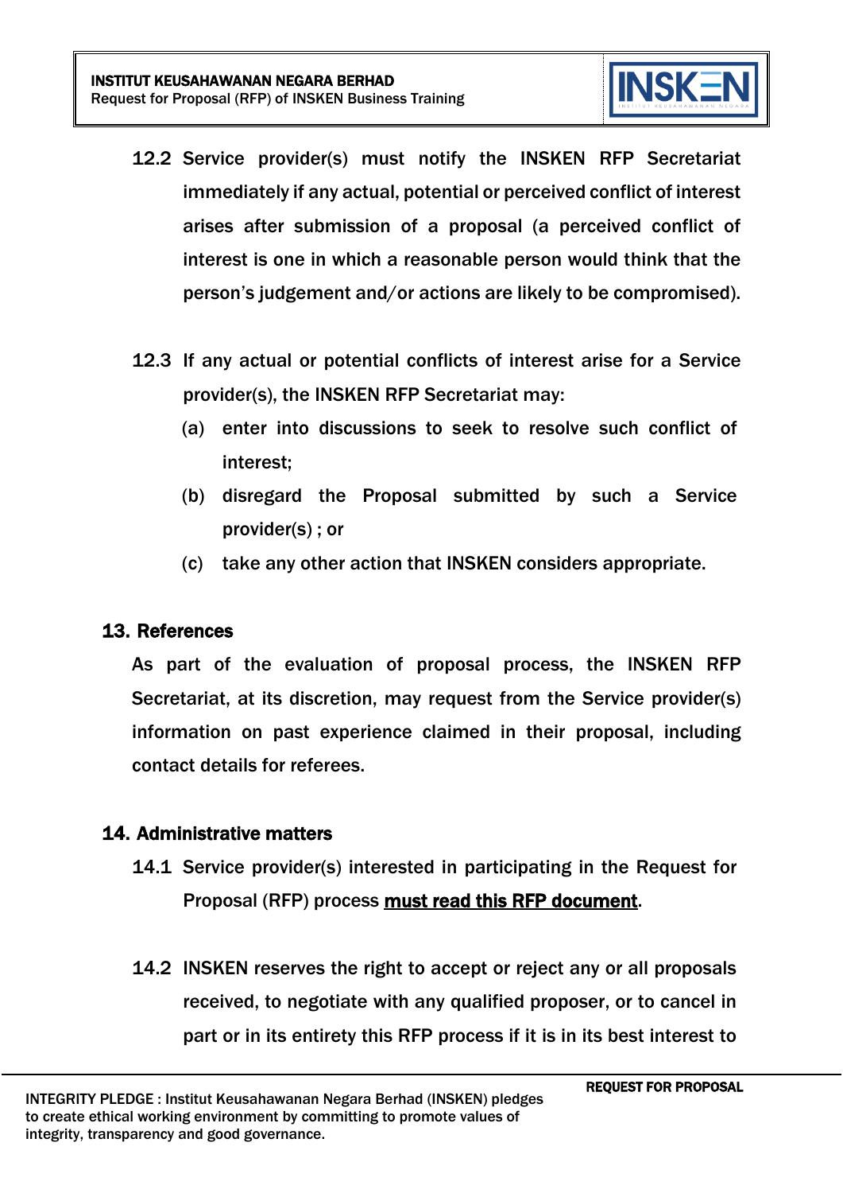12.2 Service provider(s) must notify the INSKEN RFP Secretariat immediately if any actual, potential or perceived conflict of interest arises after submission of a proposal (a perceived conflict of interest is one in which a reasonable person would think that the person's judgement and/or actions are likely to be compromised).

12.3 If any actual or potential conflicts of interest arise for a Service provider(s), the INSKEN RFP Secretariat may:

(a) enter into discussions to seek to resolve such conflict of interest;

(b) disregard the Proposal submitted by such a Service provider(s) ; or

(c) take any other action that INSKEN considers appropriate.

## 13. References

As part of the evaluation of proposal process, the INSKEN RFP Secretariat, at its discretion, may request from the Service provider(s) information on past experience claimed in their proposal, including contact details for referees.

## 14. Administrative matters

14.1 Service provider(s) interested in participating in the Request for Proposal (RFP) process **must read this RFP document**.

14.2 INSKEN reserves the right to accept or reject any or all proposals received, to negotiate with any qualified proposer, or to cancel in part or in its entirety this RFP process if it is in its best interest to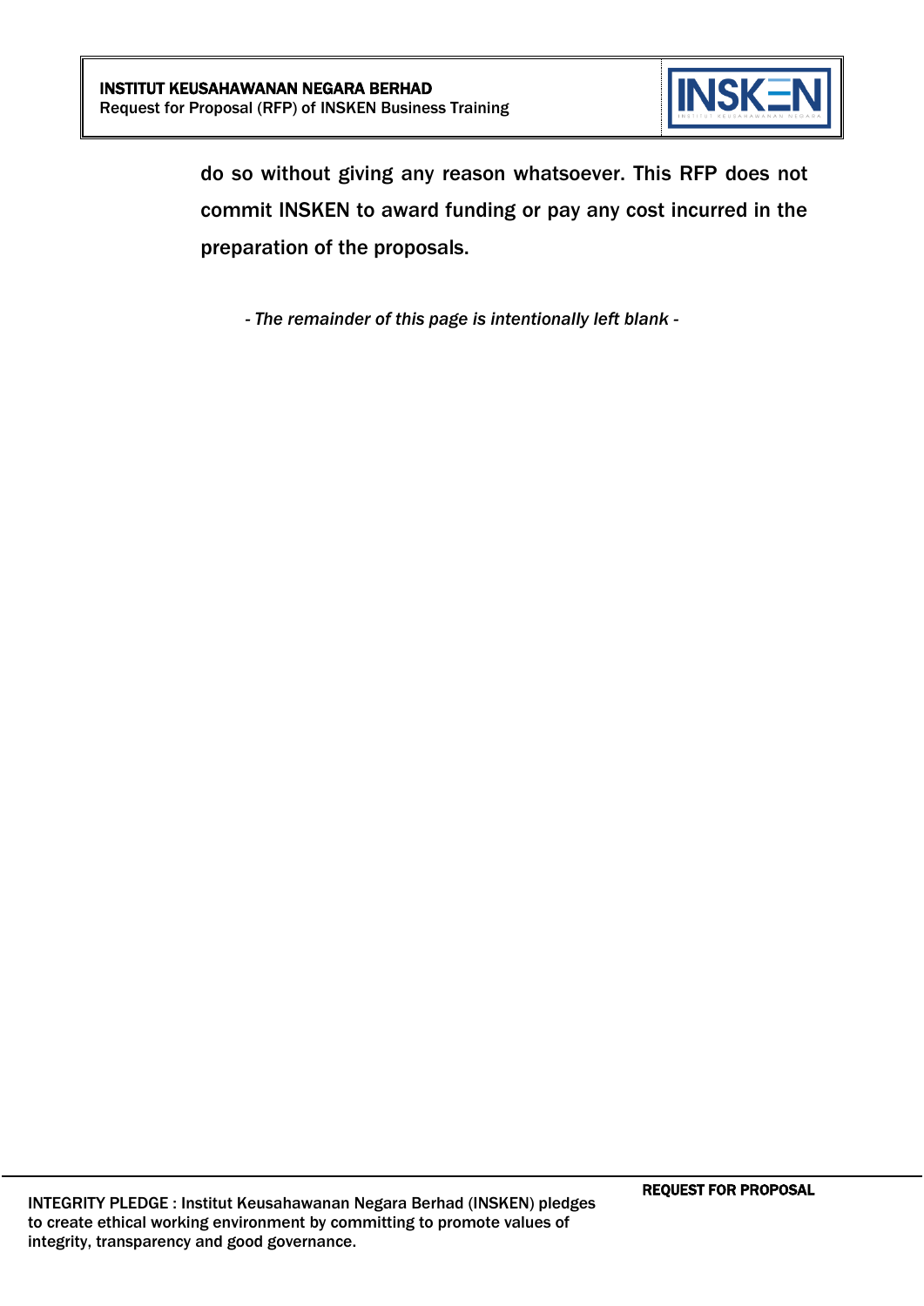do so without giving any reason whatsoever. This RFP does not commit INSKEN to award funding or pay any cost incurred in the preparation of the proposals.

*- The remainder of this page is intentionally left blank -*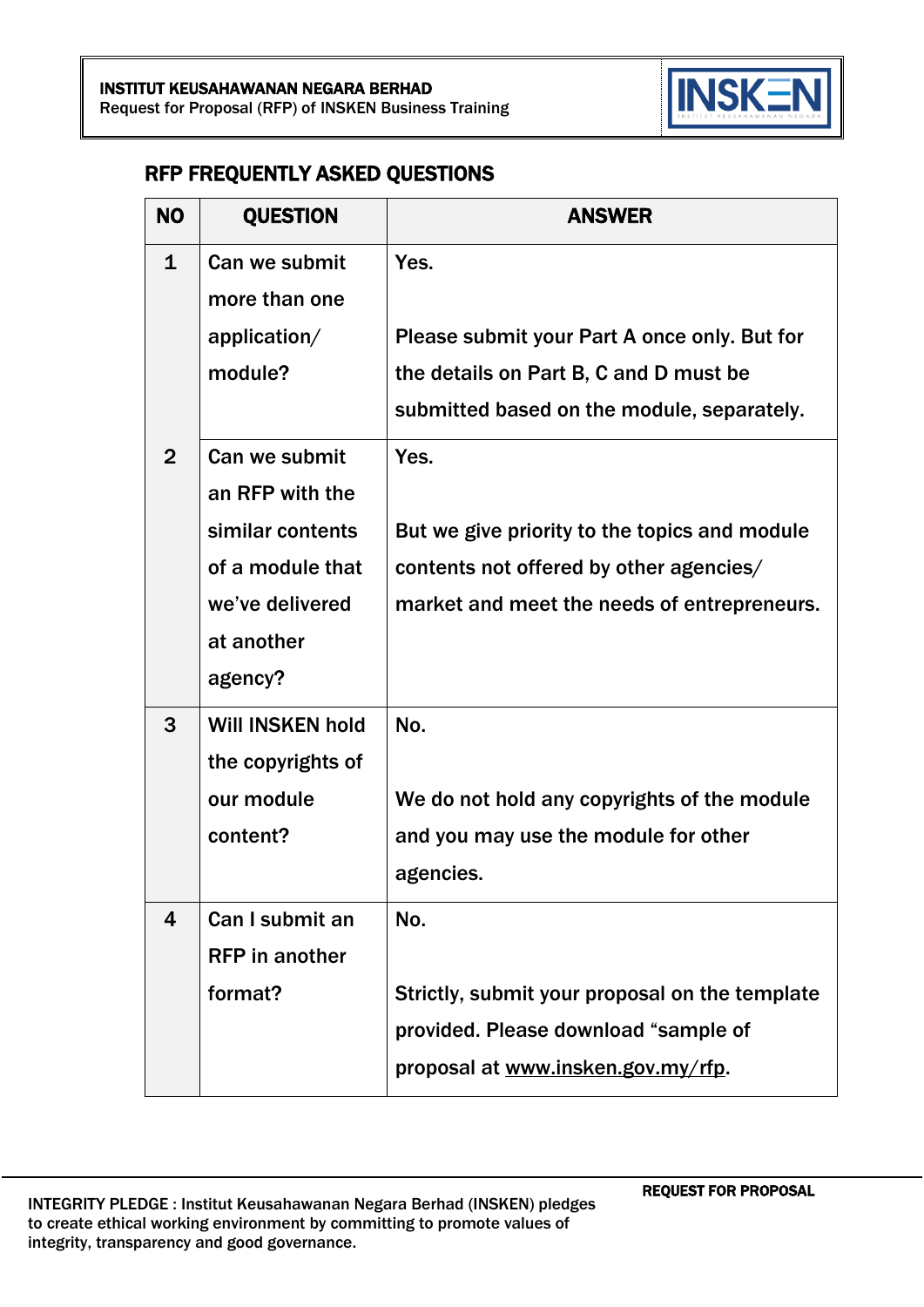## RFP FREQUENTLY ASKED QUESTIONS

| NO | QUESTION | ANSWER |
|---|---|---|
| 1 | Can we submit more than one application/ module? | Yes.<br><br>Please submit your Part A once only. But for the details on Part B, C and D must be submitted based on the module, separately. |
| 2 | Can we submit an RFP with the similar contents of a module that we've delivered at another agency? | Yes.<br><br>But we give priority to the topics and module contents not offered by other agencies/ market and meet the needs of entrepreneurs. |
| 3 | Will INSKEN hold the copyrights of our module content? | No.<br><br>We do not hold any copyrights of the module and you may use the module for other agencies. |
| 4 | Can I submit an RFP in another format? | No.<br><br>Strictly, submit your proposal on the template provided. Please download "sample of proposal at www.insken.gov.my/rfp. |

INTEGRITY PLEDGE : Institut Keusahawanan Negara Berhad (INSKEN) pledges to create ethical working environment by committing to promote values of integrity, transparency and good governance.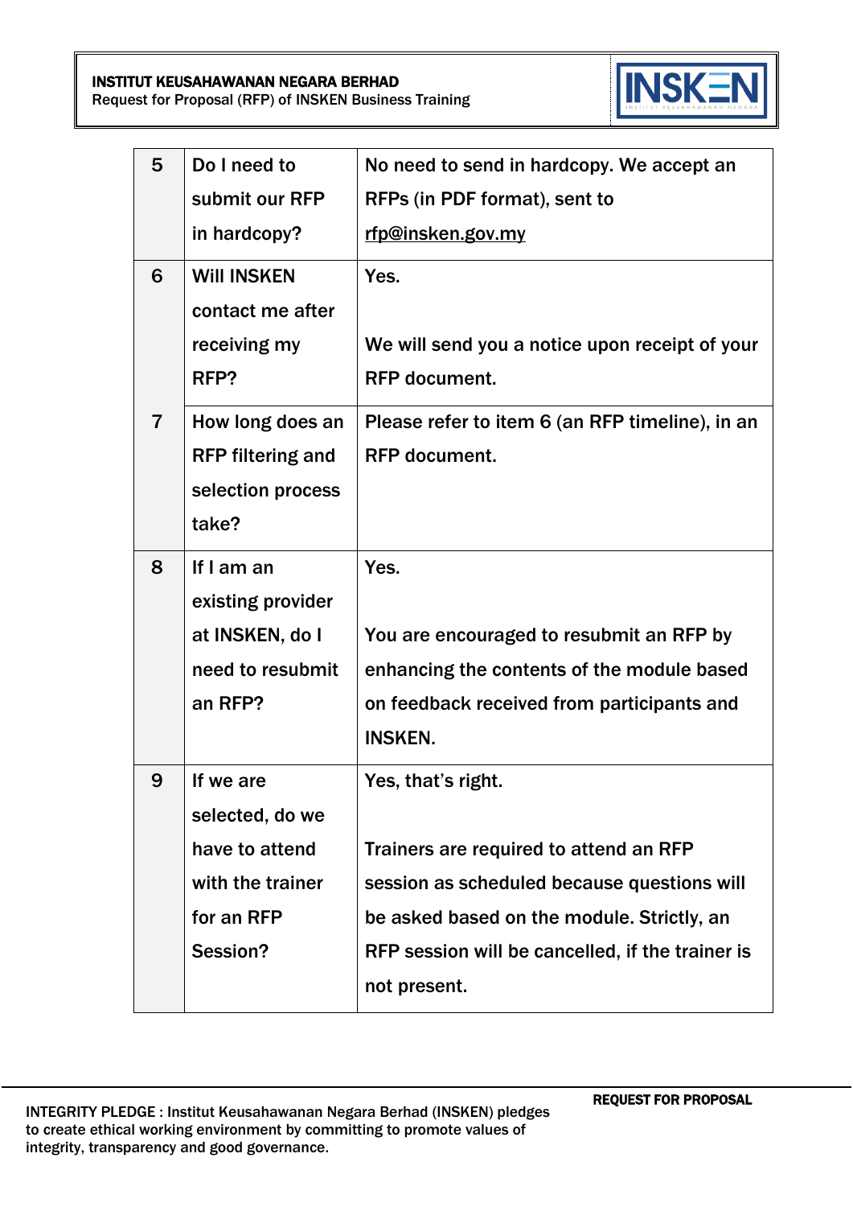| 5 | Do I need to submit our RFP in hardcopy? | No need to send in hardcopy. We accept an RFPs (in PDF format), sent to rfp@insken.gov.my |
|---|---|---|
| 6 | Will INSKEN contact me after receiving my RFP? | Yes.<br><br>We will send you a notice upon receipt of your RFP document. |
| 7 | How long does an RFP filtering and selection process take? | Please refer to item 6 (an RFP timeline), in an RFP document. |
| 8 | If I am an existing provider at INSKEN, do I need to resubmit an RFP? | Yes.<br><br>You are encouraged to resubmit an RFP by enhancing the contents of the module based on feedback received from participants and INSKEN. |
| 9 | If we are selected, do we have to attend with the trainer for an RFP Session? | Yes, that's right.<br><br>Trainers are required to attend an RFP session as scheduled because questions will be asked based on the module. Strictly, an RFP session will be cancelled, if the trainer is not present. |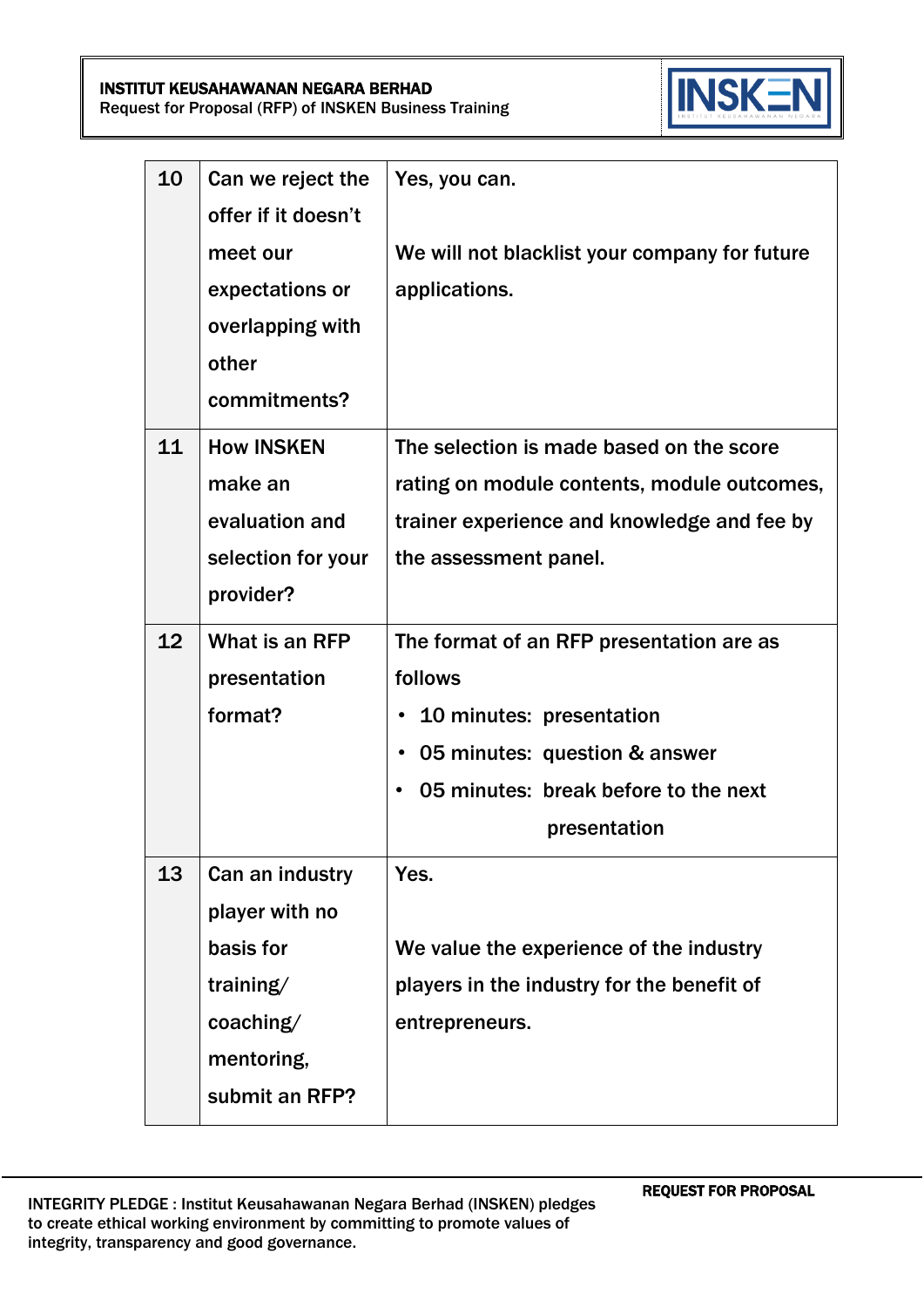| | | |
|---|---|---|
| 10 | Can we reject the offer if it doesn't meet our expectations or overlapping with other commitments? | Yes, you can.<br><br>We will not blacklist your company for future applications. |
| 11 | How INSKEN make an evaluation and selection for your provider? | The selection is made based on the score rating on module contents, module outcomes, trainer experience and knowledge and fee by the assessment panel. |
| 12 | What is an RFP presentation format? | The format of an RFP presentation are as follows<br>• 10 minutes: presentation<br>• 05 minutes: question & answer<br>• 05 minutes: break before to the next presentation |
| 13 | Can an industry player with no basis for training/ coaching/ mentoring, submit an RFP? | Yes.<br><br>We value the experience of the industry players in the industry for the benefit of entrepreneurs. |

INTEGRITY PLEDGE : Institut Keusahawanan Negara Berhad (INSKEN) pledges to create ethical working environment by committing to promote values of integrity, transparency and good governance.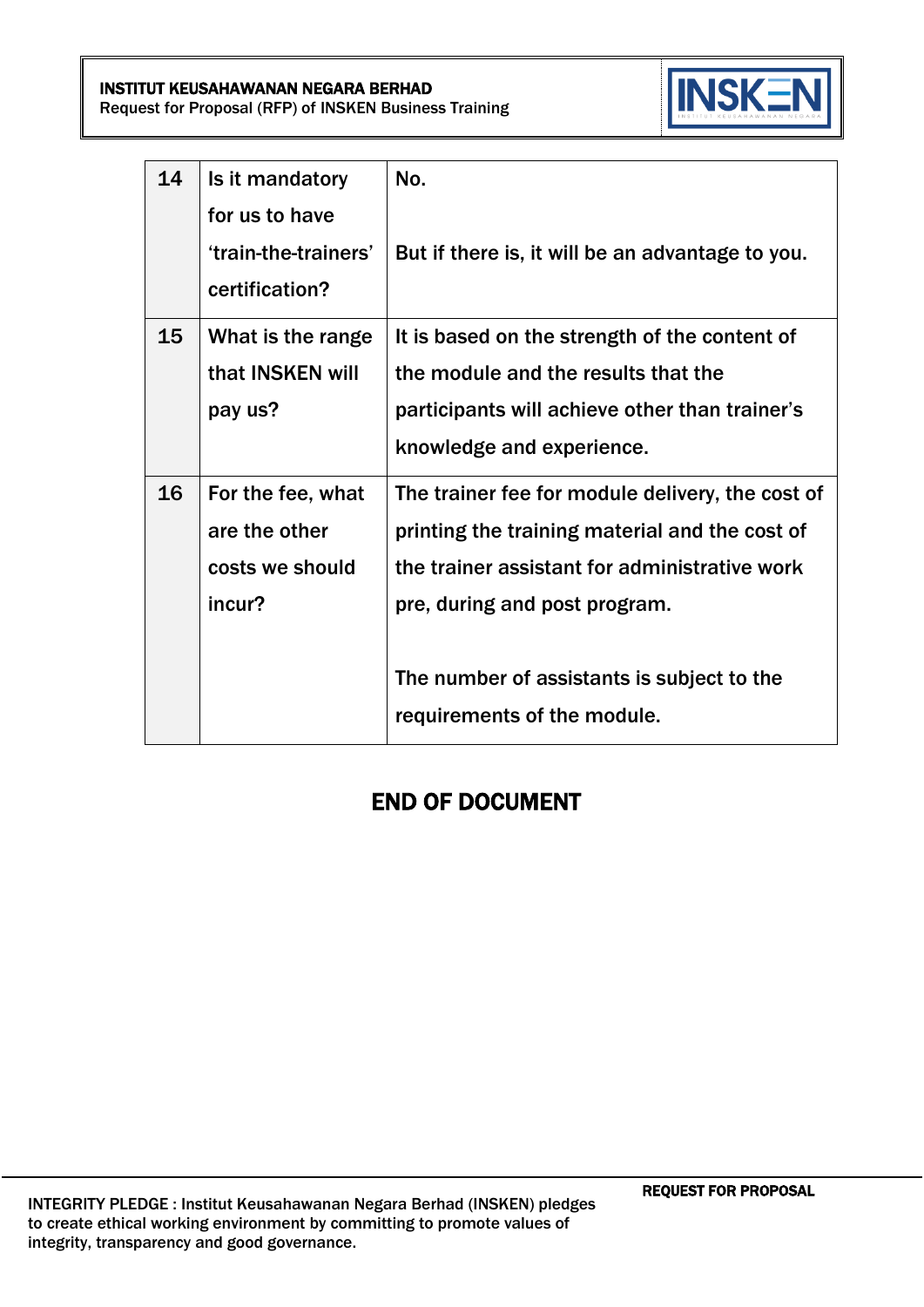| | | |
|---|---|---|
| 14 | Is it mandatory for us to have 'train-the-trainers' certification? | No.<br><br>But if there is, it will be an advantage to you. |
| 15 | What is the range that INSKEN will pay us? | It is based on the strength of the content of the module and the results that the participants will achieve other than trainer's knowledge and experience. |
| 16 | For the fee, what are the other costs we should incur? | The trainer fee for module delivery, the cost of printing the training material and the cost of the trainer assistant for administrative work pre, during and post program.<br><br>The number of assistants is subject to the requirements of the module. |

## END OF DOCUMENT